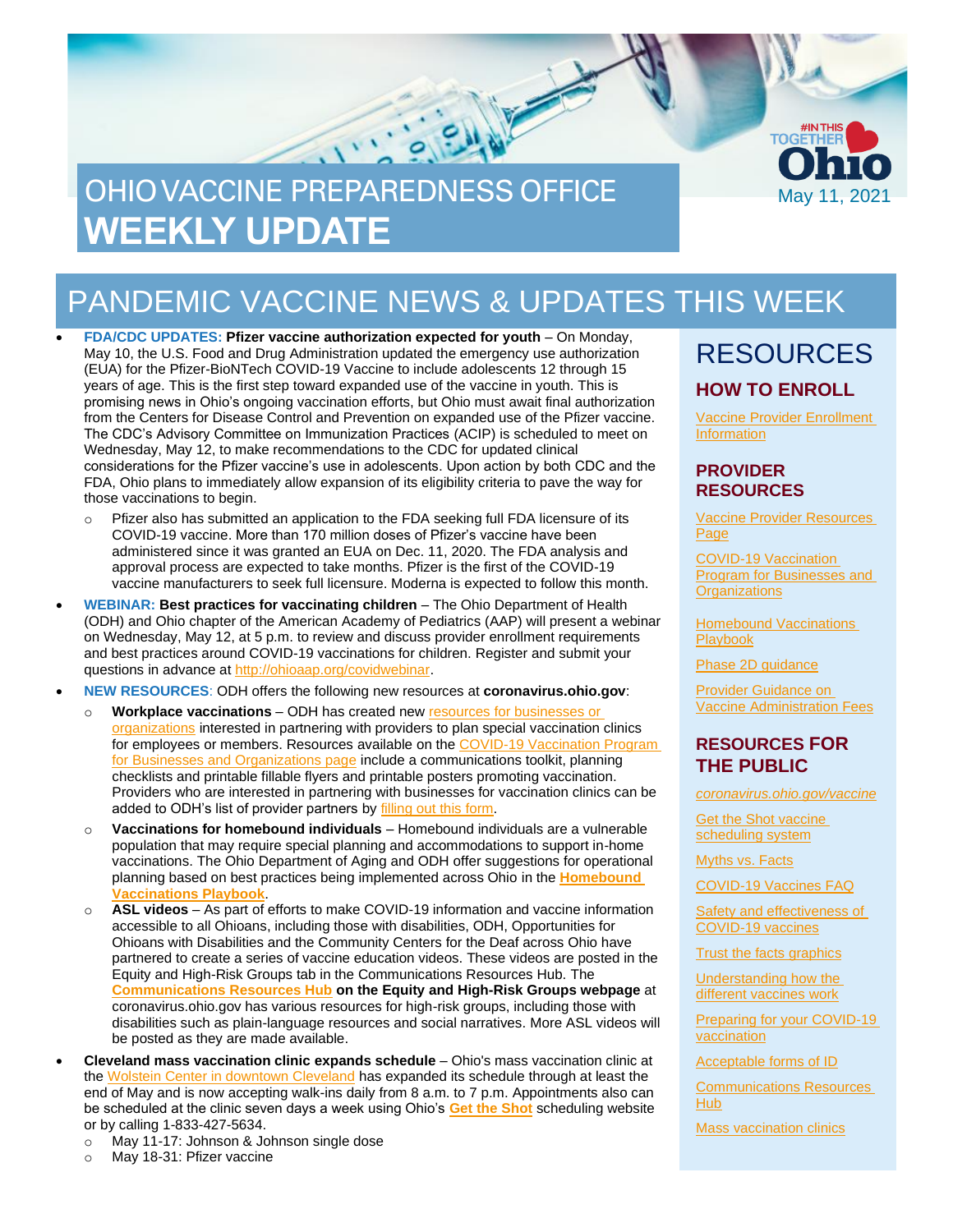# OHIO VACCINE PREPAREDNESS OFFICE WEEKLY UPDATE

May 11, 2021

## PANDEMIC VACCINE NEWS & UPDATES THIS WEEK

- **FDA/CDC UPDATES: Pfizer vaccine authorization expected for youth** – On Monday, May 10, the U.S. Food and Drug Administration updated the emergency use authorization (EUA) for the Pfizer-BioNTech COVID-19 Vaccine to include adolescents 12 through 15 years of age. This is the first step toward expanded use of the vaccine in youth. This is promising news in Ohio's ongoing vaccination efforts, but Ohio must await final authorization from the Centers for Disease Control and Prevention on expanded use of the Pfizer vaccine. The CDC's Advisory Committee on Immunization Practices (ACIP) is scheduled to meet on Wednesday, May 12, to make recommendations to the CDC for updated clinical considerations for the Pfizer vaccine's use in adolescents. Upon action by both CDC and the FDA, Ohio plans to immediately allow expansion of its eligibility criteria to pave the way for those vaccinations to begin.
  - Pfizer also has submitted an application to the FDA seeking full FDA licensure of its COVID-19 vaccine. More than 170 million doses of Pfizer's vaccine have been administered since it was granted an EUA on Dec. 11, 2020. The FDA analysis and approval process are expected to take months. Pfizer is the first of the COVID-19 vaccine manufacturers to seek full licensure. Moderna is expected to follow this month.
- **WEBINAR: Best practices for vaccinating children** – The Ohio Department of Health (ODH) and Ohio chapter of the American Academy of Pediatrics (AAP) will present a webinar on Wednesday, May 12, at 5 p.m. to review and discuss provider enrollment requirements and best practices around COVID-19 vaccinations for children. Register and submit your questions in advance at http://ohioaap.org/covidwebinar.
- **NEW RESOURCES**: ODH offers the following new resources at **coronavirus.ohio.gov**:
  - **Workplace vaccinations** – ODH has created new resources for businesses or organizations interested in partnering with providers to plan special vaccination clinics for employees or members. Resources available on the COVID-19 Vaccination Program for Businesses and Organizations page include a communications toolkit, planning checklists and printable fillable flyers and printable posters promoting vaccination. Providers who are interested in partnering with businesses for vaccination clinics can be added to ODH's list of provider partners by filling out this form.
  - **Vaccinations for homebound individuals** – Homebound individuals are a vulnerable population that may require special planning and accommodations to support in-home vaccinations. The Ohio Department of Aging and ODH offer suggestions for operational planning based on best practices being implemented across Ohio in the **Homebound Vaccinations Playbook**.
  - **ASL videos** – As part of efforts to make COVID-19 information and vaccine information accessible to all Ohioans, including those with disabilities, ODH, Opportunities for Ohioans with Disabilities and the Community Centers for the Deaf across Ohio have partnered to create a series of vaccine education videos. These videos are posted in the Equity and High-Risk Groups tab in the Communications Resources Hub. The **Communications Resources Hub on the Equity and High-Risk Groups webpage** at coronavirus.ohio.gov has various resources for high-risk groups, including those with disabilities such as plain-language resources and social narratives. More ASL videos will be posted as they are made available.
- **Cleveland mass vaccination clinic expands schedule** – Ohio's mass vaccination clinic at the Wolstein Center in downtown Cleveland has expanded its schedule through at least the end of May and is now accepting walk-ins daily from 8 a.m. to 7 p.m. Appointments also can be scheduled at the clinic seven days a week using Ohio's **Get the Shot** scheduling website or by calling 1-833-427-5634.
  - May 11-17: Johnson & Johnson single dose
  - May 18-31: Pfizer vaccine

## RESOURCES

### HOW TO ENROLL

Vaccine Provider Enrollment Information

### PROVIDER RESOURCES

Vaccine Provider Resources Page

COVID-19 Vaccination Program for Businesses and Organizations

Homebound Vaccinations Playbook

Phase 2D guidance

Provider Guidance on Vaccine Administration Fees

### RESOURCES FOR THE PUBLIC

*coronavirus.ohio.gov/vaccine*

Get the Shot vaccine scheduling system

Myths vs. Facts

COVID-19 Vaccines FAQ

Safety and effectiveness of COVID-19 vaccines

Trust the facts graphics

Understanding how the different vaccines work

Preparing for your COVID-19 vaccination

Acceptable forms of ID

Communications Resources Hub

Mass vaccination clinics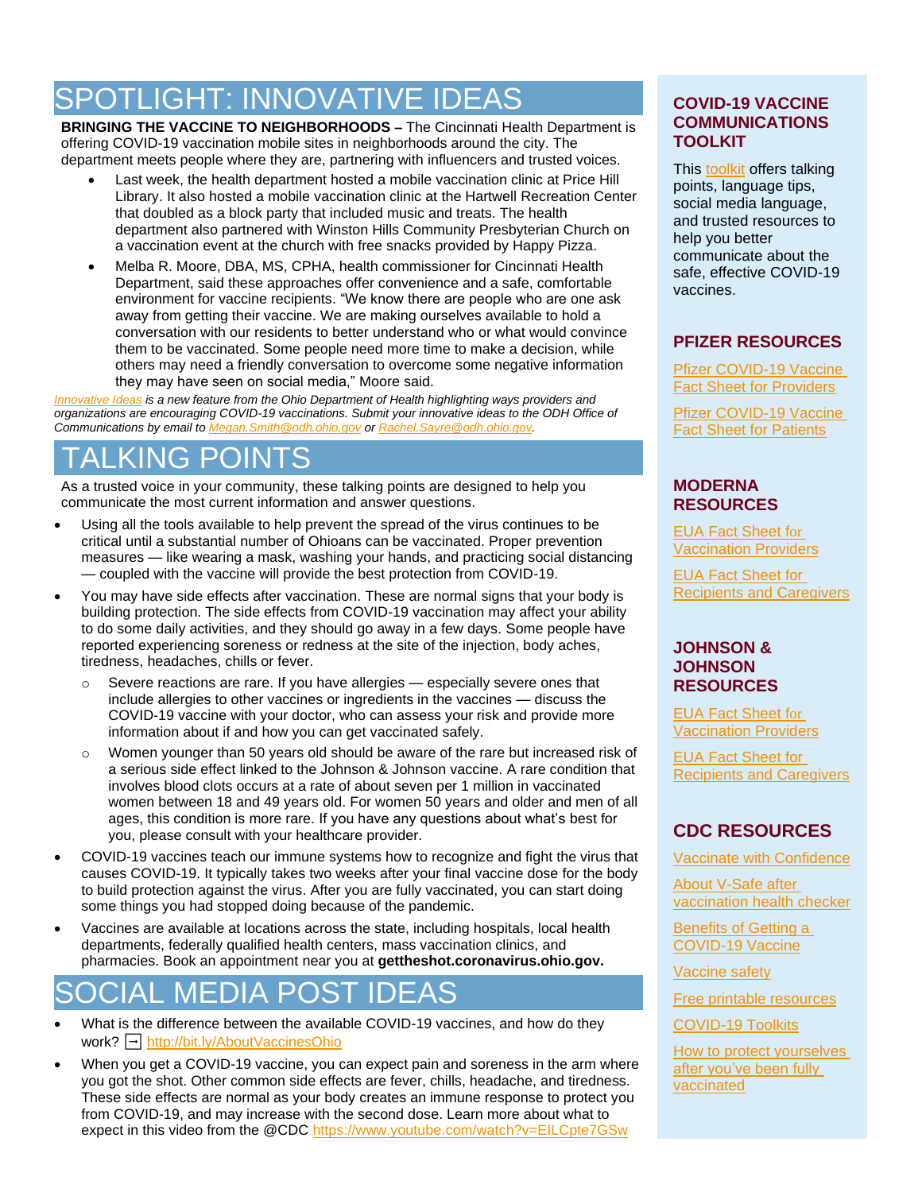# SPOTLIGHT: INNOVATIVE IDEAS

**BRINGING THE VACCINE TO NEIGHBORHOODS –** The Cincinnati Health Department is offering COVID-19 vaccination mobile sites in neighborhoods around the city. The department meets people where they are, partnering with influencers and trusted voices.

- Last week, the health department hosted a mobile vaccination clinic at Price Hill Library. It also hosted a mobile vaccination clinic at the Hartwell Recreation Center that doubled as a block party that included music and treats. The health department also partnered with Winston Hills Community Presbyterian Church on a vaccination event at the church with free snacks provided by Happy Pizza.
- Melba R. Moore, DBA, MS, CPHA, health commissioner for Cincinnati Health Department, said these approaches offer convenience and a safe, comfortable environment for vaccine recipients. "We know there are people who are one ask away from getting their vaccine. We are making ourselves available to hold a conversation with our residents to better understand who or what would convince them to be vaccinated. Some people need more time to make a decision, while others may need a friendly conversation to overcome some negative information they may have seen on social media," Moore said.

*Innovative Ideas is a new feature from the Ohio Department of Health highlighting ways providers and organizations are encouraging COVID-19 vaccinations. Submit your innovative ideas to the ODH Office of Communications by email to Megan.Smith@odh.ohio.gov or Rachel.Sayre@odh.ohio.gov.*

# TALKING POINTS

As a trusted voice in your community, these talking points are designed to help you communicate the most current information and answer questions.

- Using all the tools available to help prevent the spread of the virus continues to be critical until a substantial number of Ohioans can be vaccinated. Proper prevention measures — like wearing a mask, washing your hands, and practicing social distancing — coupled with the vaccine will provide the best protection from COVID-19.
- You may have side effects after vaccination. These are normal signs that your body is building protection. The side effects from COVID-19 vaccination may affect your ability to do some daily activities, and they should go away in a few days. Some people have reported experiencing soreness or redness at the site of the injection, body aches, tiredness, headaches, chills or fever.
  - Severe reactions are rare. If you have allergies — especially severe ones that include allergies to other vaccines or ingredients in the vaccines — discuss the COVID-19 vaccine with your doctor, who can assess your risk and provide more information about if and how you can get vaccinated safely.
  - Women younger than 50 years old should be aware of the rare but increased risk of a serious side effect linked to the Johnson & Johnson vaccine. A rare condition that involves blood clots occurs at a rate of about seven per 1 million in vaccinated women between 18 and 49 years old. For women 50 years and older and men of all ages, this condition is more rare. If you have any questions about what's best for you, please consult with your healthcare provider.
- COVID-19 vaccines teach our immune systems how to recognize and fight the virus that causes COVID-19. It typically takes two weeks after your final vaccine dose for the body to build protection against the virus. After you are fully vaccinated, you can start doing some things you had stopped doing because of the pandemic.
- Vaccines are available at locations across the state, including hospitals, local health departments, federally qualified health centers, mass vaccination clinics, and pharmacies. Book an appointment near you at **gettheshot.coronavirus.ohio.gov.**

# SOCIAL MEDIA POST IDEAS

- What is the difference between the available COVID-19 vaccines, and how do they work? → http://bit.ly/AboutVaccinesOhio
- When you get a COVID-19 vaccine, you can expect pain and soreness in the arm where you got the shot. Other common side effects are fever, chills, headache, and tiredness. These side effects are normal as your body creates an immune response to protect you from COVID-19, and may increase with the second dose. Learn more about what to expect in this video from the @CDC https://www.youtube.com/watch?v=EILCpte7GSw

## COVID-19 VACCINE COMMUNICATIONS TOOLKIT

This toolkit offers talking points, language tips, social media language, and trusted resources to help you better communicate about the safe, effective COVID-19 vaccines.

## PFIZER RESOURCES

Pfizer COVID-19 Vaccine Fact Sheet for Providers

Pfizer COVID-19 Vaccine Fact Sheet for Patients

## MODERNA RESOURCES

EUA Fact Sheet for Vaccination Providers

EUA Fact Sheet for Recipients and Caregivers

## JOHNSON & JOHNSON RESOURCES

EUA Fact Sheet for Vaccination Providers

EUA Fact Sheet for Recipients and Caregivers

## CDC RESOURCES

Vaccinate with Confidence

About V-Safe after vaccination health checker

Benefits of Getting a COVID-19 Vaccine

Vaccine safety

Free printable resources

COVID-19 Toolkits

How to protect yourselves after you've been fully vaccinated